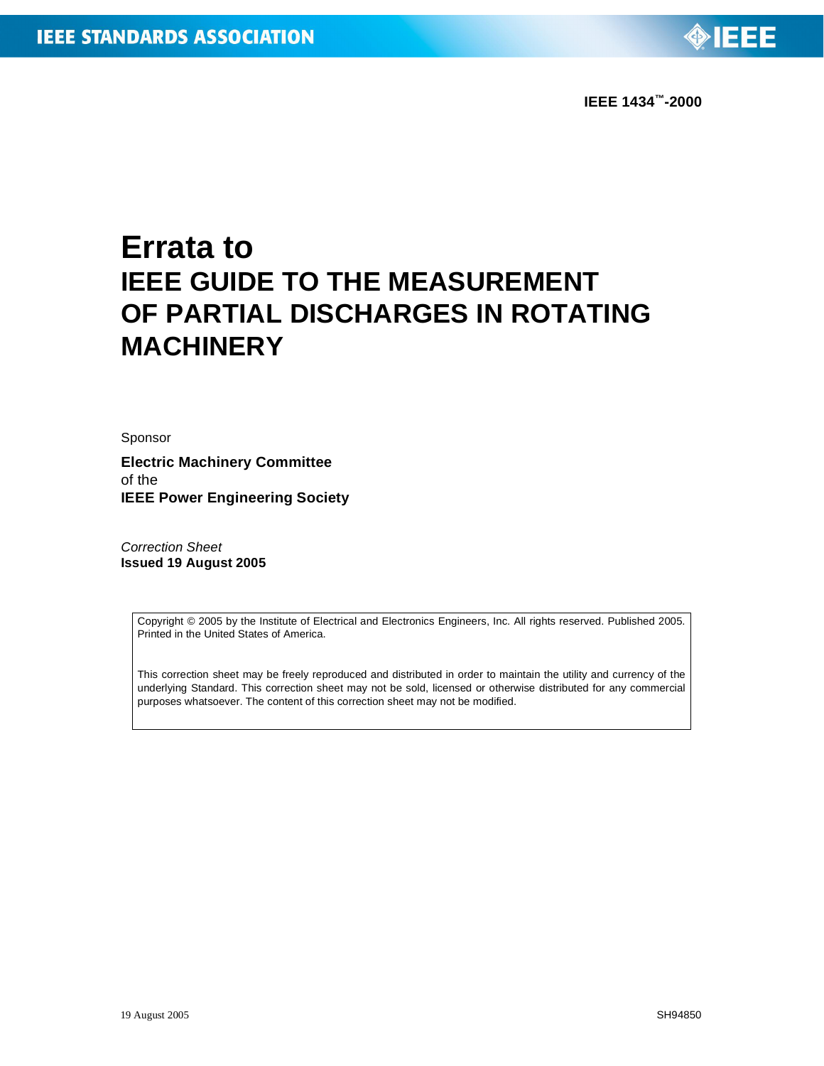IEEE STANDARDS ASSOCIATION

**IEEE 1434™-2000**

# Errata to
# IEEE GUIDE TO THE MEASUREMENT OF PARTIAL DISCHARGES IN ROTATING MACHINERY

Sponsor

**Electric Machinery Committee**
of the
**IEEE Power Engineering Society**

*Correction Sheet*
**Issued 19 August 2005**

Copyright © 2005 by the Institute of Electrical and Electronics Engineers, Inc. All rights reserved. Published 2005. Printed in the United States of America.

This correction sheet may be freely reproduced and distributed in order to maintain the utility and currency of the underlying Standard. This correction sheet may not be sold, licensed or otherwise distributed for any commercial purposes whatsoever. The content of this correction sheet may not be modified.

19 August 2005 SH94850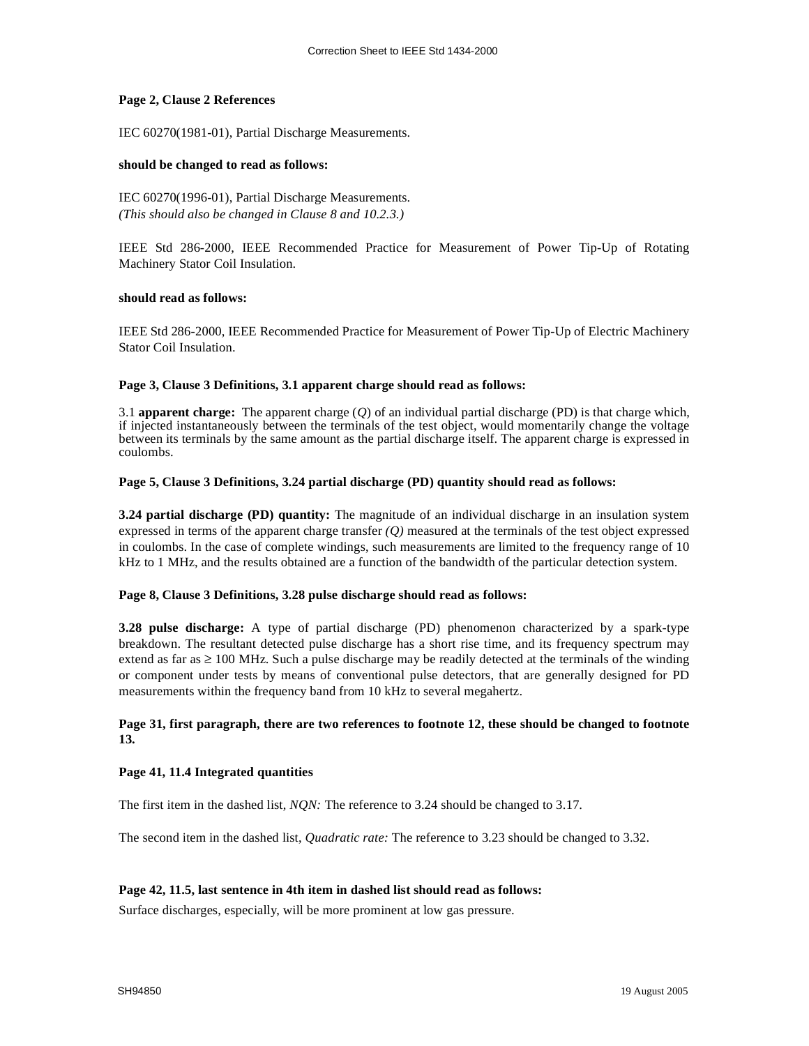**Page 2, Clause 2 References**

IEC 60270(1981-01), Partial Discharge Measurements.

**should be changed to read as follows:**

IEC 60270(1996-01), Partial Discharge Measurements.
*(This should also be changed in Clause 8 and 10.2.3.)*

IEEE Std 286-2000, IEEE Recommended Practice for Measurement of Power Tip-Up of Rotating Machinery Stator Coil Insulation.

**should read as follows:**

IEEE Std 286-2000, IEEE Recommended Practice for Measurement of Power Tip-Up of Electric Machinery Stator Coil Insulation.

**Page 3, Clause 3 Definitions, 3.1 apparent charge should read as follows:**

3.1 **apparent charge:** The apparent charge (*Q*) of an individual partial discharge (PD) is that charge which, if injected instantaneously between the terminals of the test object, would momentarily change the voltage between its terminals by the same amount as the partial discharge itself. The apparent charge is expressed in coulombs.

**Page 5, Clause 3 Definitions, 3.24 partial discharge (PD) quantity should read as follows:**

**3.24 partial discharge (PD) quantity:** The magnitude of an individual discharge in an insulation system expressed in terms of the apparent charge transfer *(Q)* measured at the terminals of the test object expressed in coulombs. In the case of complete windings, such measurements are limited to the frequency range of 10 kHz to 1 MHz, and the results obtained are a function of the bandwidth of the particular detection system.

**Page 8, Clause 3 Definitions, 3.28 pulse discharge should read as follows:**

**3.28 pulse discharge:** A type of partial discharge (PD) phenomenon characterized by a spark-type breakdown. The resultant detected pulse discharge has a short rise time, and its frequency spectrum may extend as far as $\geq$ 100 MHz. Such a pulse discharge may be readily detected at the terminals of the winding or component under tests by means of conventional pulse detectors, that are generally designed for PD measurements within the frequency band from 10 kHz to several megahertz.

**Page 31, first paragraph, there are two references to footnote 12, these should be changed to footnote 13.**

**Page 41, 11.4 Integrated quantities**

The first item in the dashed list, *NQN:* The reference to 3.24 should be changed to 3.17.

The second item in the dashed list, *Quadratic rate:* The reference to 3.23 should be changed to 3.32.

**Page 42, 11.5, last sentence in 4th item in dashed list should read as follows:**

Surface discharges, especially, will be more prominent at low gas pressure.